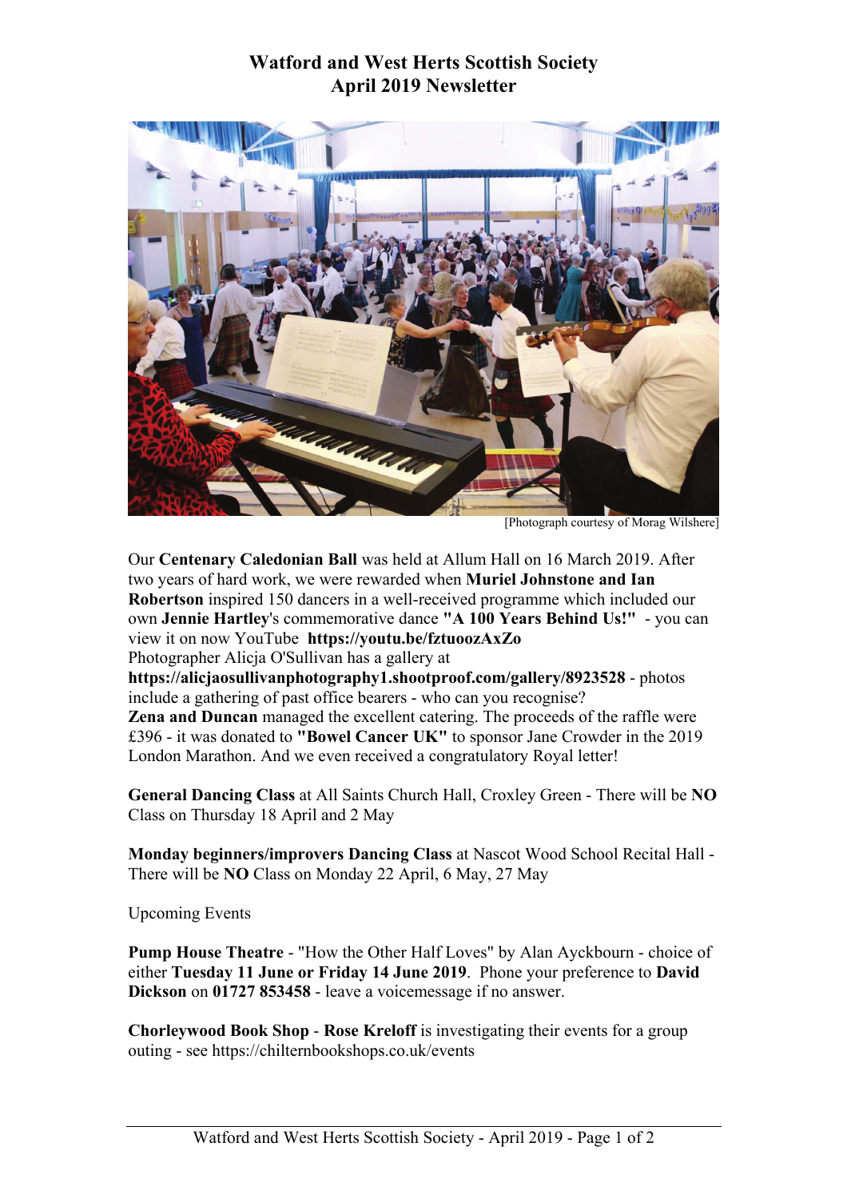# Watford and West Herts Scottish Society
## April 2019 Newsletter

[Photograph courtesy of Morag Wilshere]

Our **Centenary Caledonian Ball** was held at Allum Hall on 16 March 2019. After two years of hard work, we were rewarded when **Muriel Johnstone and Ian Robertson** inspired 150 dancers in a well-received programme which included our own **Jennie Hartley**'s commemorative dance **"A 100 Years Behind Us!"** - you can view it on now YouTube **https://youtu.be/fztuoozAxZo**
Photographer Alicja O'Sullivan has a gallery at **https://alicjaosullivanphotography1.shootproof.com/gallery/8923528** - photos include a gathering of past office bearers - who can you recognise?
**Zena and Duncan** managed the excellent catering. The proceeds of the raffle were £396 - it was donated to **"Bowel Cancer UK"** to sponsor Jane Crowder in the 2019 London Marathon. And we even received a congratulatory Royal letter!

**General Dancing Class** at All Saints Church Hall, Croxley Green - There will be **NO** Class on Thursday 18 April and 2 May

**Monday beginners/improvers Dancing Class** at Nascot Wood School Recital Hall - There will be **NO** Class on Monday 22 April, 6 May, 27 May

Upcoming Events

**Pump House Theatre** - "How the Other Half Loves" by Alan Ayckbourn - choice of either **Tuesday 11 June or Friday 14 June 2019**. Phone your preference to **David Dickson** on **01727 853458** - leave a voicemessage if no answer.

**Chorleywood Book Shop** - **Rose Kreloff** is investigating their events for a group outing - see https://chilternbookshops.co.uk/events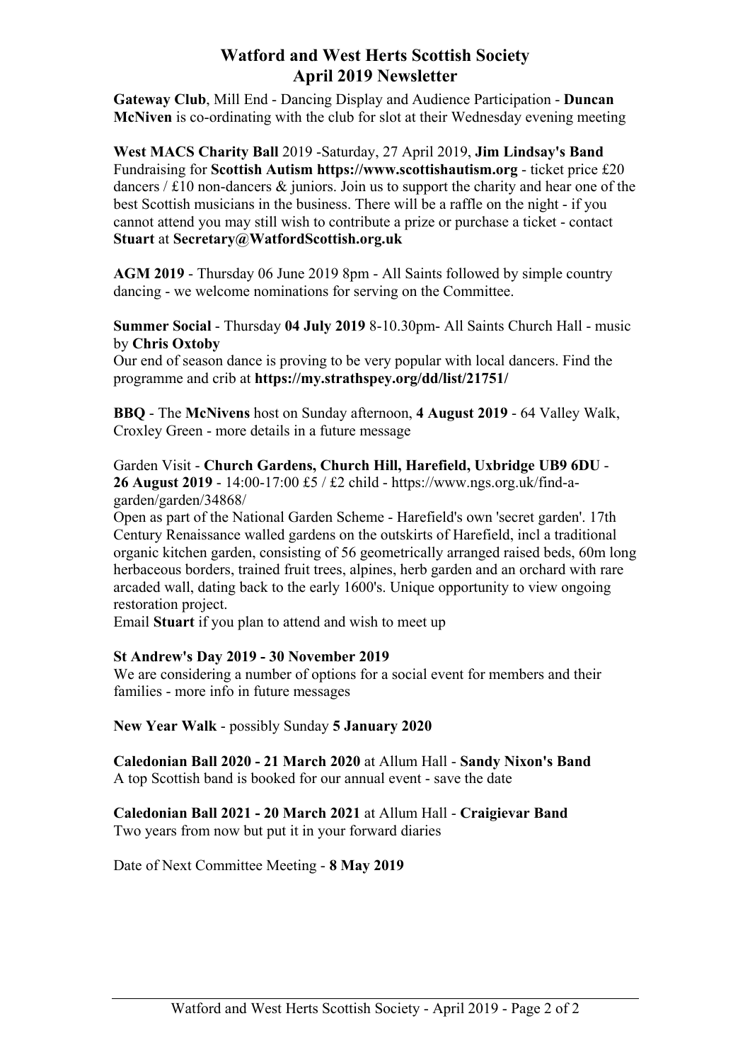# Watford and West Herts Scottish Society
## April 2019 Newsletter

**Gateway Club**, Mill End - Dancing Display and Audience Participation - **Duncan McNiven** is co-ordinating with the club for slot at their Wednesday evening meeting

**West MACS Charity Ball** 2019 -Saturday, 27 April 2019, **Jim Lindsay's Band** Fundraising for **Scottish Autism https://www.scottishautism.org** - ticket price £20 dancers / £10 non-dancers & juniors. Join us to support the charity and hear one of the best Scottish musicians in the business. There will be a raffle on the night - if you cannot attend you may still wish to contribute a prize or purchase a ticket - contact **Stuart** at **Secretary@WatfordScottish.org.uk**

**AGM 2019** - Thursday 06 June 2019 8pm - All Saints followed by simple country dancing - we welcome nominations for serving on the Committee.

**Summer Social** - Thursday **04 July 2019** 8-10.30pm- All Saints Church Hall - music by **Chris Oxtoby**
Our end of season dance is proving to be very popular with local dancers. Find the programme and crib at **https://my.strathspey.org/dd/list/21751/**

**BBQ** - The **McNivens** host on Sunday afternoon, **4 August 2019** - 64 Valley Walk, Croxley Green - more details in a future message

Garden Visit - **Church Gardens, Church Hill, Harefield, Uxbridge UB9 6DU** - **26 August 2019** - 14:00-17:00 £5 / £2 child - https://www.ngs.org.uk/find-a-garden/garden/34868/
Open as part of the National Garden Scheme - Harefield's own 'secret garden'. 17th Century Renaissance walled gardens on the outskirts of Harefield, incl a traditional organic kitchen garden, consisting of 56 geometrically arranged raised beds, 60m long herbaceous borders, trained fruit trees, alpines, herb garden and an orchard with rare arcaded wall, dating back to the early 1600's. Unique opportunity to view ongoing restoration project.
Email **Stuart** if you plan to attend and wish to meet up

**St Andrew's Day 2019 - 30 November 2019**
We are considering a number of options for a social event for members and their families - more info in future messages

**New Year Walk** - possibly Sunday **5 January 2020**

**Caledonian Ball 2020 - 21 March 2020** at Allum Hall - **Sandy Nixon's Band**
A top Scottish band is booked for our annual event - save the date

**Caledonian Ball 2021 - 20 March 2021** at Allum Hall - **Craigievar Band**
Two years from now but put it in your forward diaries

Date of Next Committee Meeting - **8 May 2019**